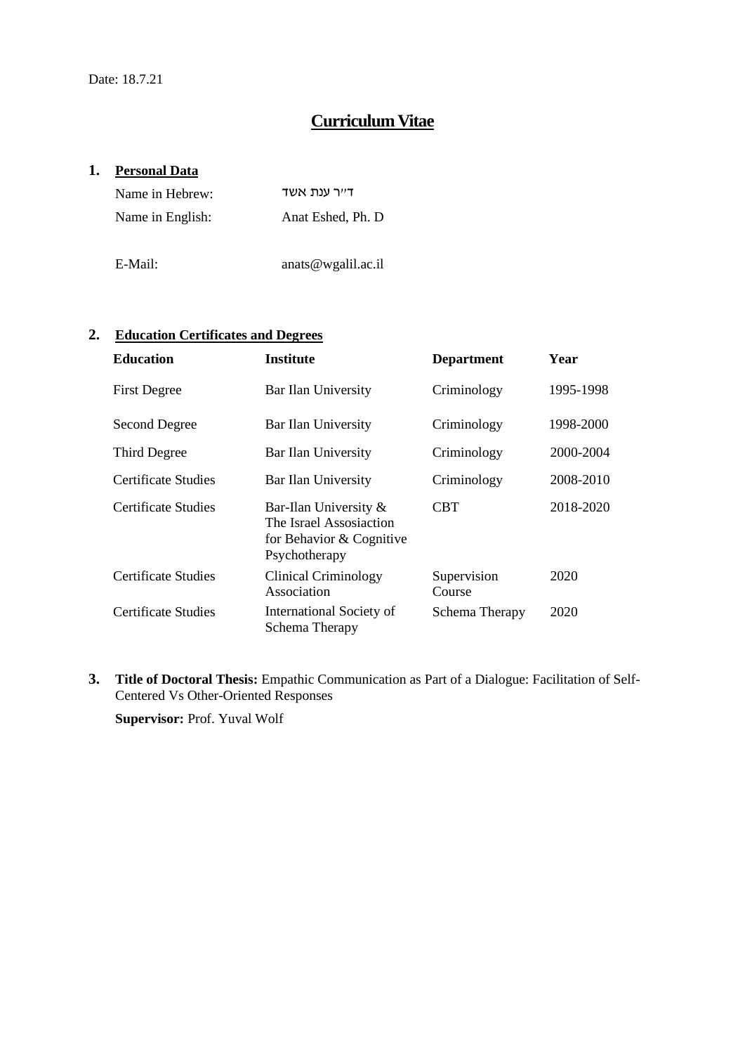Date: 18.7.21

# Curriculum Vitae

## 1. Personal Data

| | |
|---|---|
| Name in Hebrew: | ד״ר ענת אשד |
| Name in English: | Anat Eshed, Ph. D |
| E-Mail: | anats@wgalil.ac.il |

## 2. Education Certificates and Degrees

| Education | Institute | Department | Year |
|---|---|---|---|
| First Degree | Bar Ilan University | Criminology | 1995-1998 |
| Second Degree | Bar Ilan University | Criminology | 1998-2000 |
| Third Degree | Bar Ilan University | Criminology | 2000-2004 |
| Certificate Studies | Bar Ilan University | Criminology | 2008-2010 |
| Certificate Studies | Bar-Ilan University & The Israel Assosiaction for Behavior & Cognitive Psychotherapy | CBT | 2018-2020 |
| Certificate Studies | Clinical Criminology Association | Supervision Course | 2020 |
| Certificate Studies | International Society of Schema Therapy | Schema Therapy | 2020 |

## 3. **Title of Doctoral Thesis:** Empathic Communication as Part of a Dialogue: Facilitation of Self-Centered Vs Other-Oriented Responses

**Supervisor:** Prof. Yuval Wolf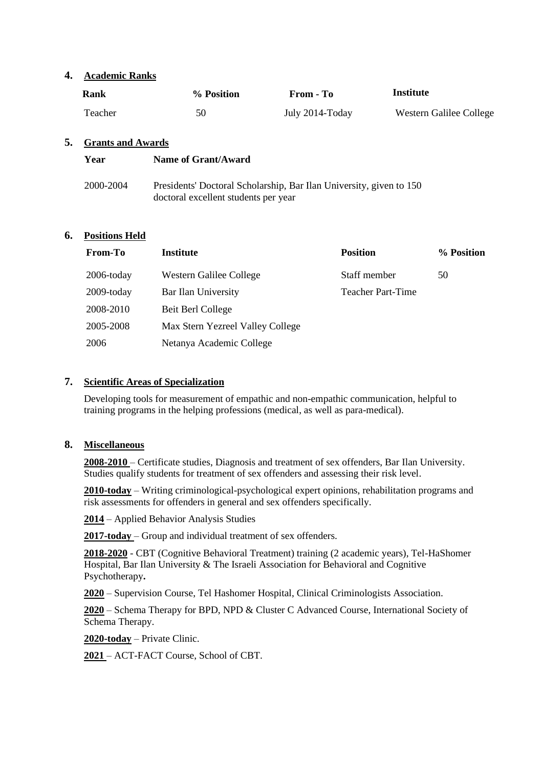## 4. Academic Ranks

| Rank | % Position | From - To | Institute |
|---|---|---|---|
| Teacher | 50 | July 2014-Today | Western Galilee College |

## 5. Grants and Awards

| Year | Name of Grant/Award |
|---|---|
| 2000-2004 | Presidents' Doctoral Scholarship, Bar Ilan University, given to 150 doctoral excellent students per year |

## 6. Positions Held

| From-To | Institute | Position | % Position |
|---|---|---|---|
| 2006-today | Western Galilee College | Staff member | 50 |
| 2009-today | Bar Ilan University | Teacher Part-Time | |
| 2008-2010 | Beit Berl College | | |
| 2005-2008 | Max Stern Yezreel Valley College | | |
| 2006 | Netanya Academic College | | |

## 7. Scientific Areas of Specialization

Developing tools for measurement of empathic and non-empathic communication, helpful to training programs in the helping professions (medical, as well as para-medical).

## 8. Miscellaneous

**2008-2010** – Certificate studies, Diagnosis and treatment of sex offenders, Bar Ilan University. Studies qualify students for treatment of sex offenders and assessing their risk level.

**2010-today** – Writing criminological-psychological expert opinions, rehabilitation programs and risk assessments for offenders in general and sex offenders specifically.

**2014** – Applied Behavior Analysis Studies

**2017-today** – Group and individual treatment of sex offenders.

**2018-2020** - CBT (Cognitive Behavioral Treatment) training (2 academic years), Tel-HaShomer Hospital, Bar Ilan University & The Israeli Association for Behavioral and Cognitive Psychotherapy**.**

**2020** – Supervision Course, Tel Hashomer Hospital, Clinical Criminologists Association.

**2020** – Schema Therapy for BPD, NPD & Cluster C Advanced Course, International Society of Schema Therapy.

**2020-today** – Private Clinic.

**2021** – ACT-FACT Course, School of CBT.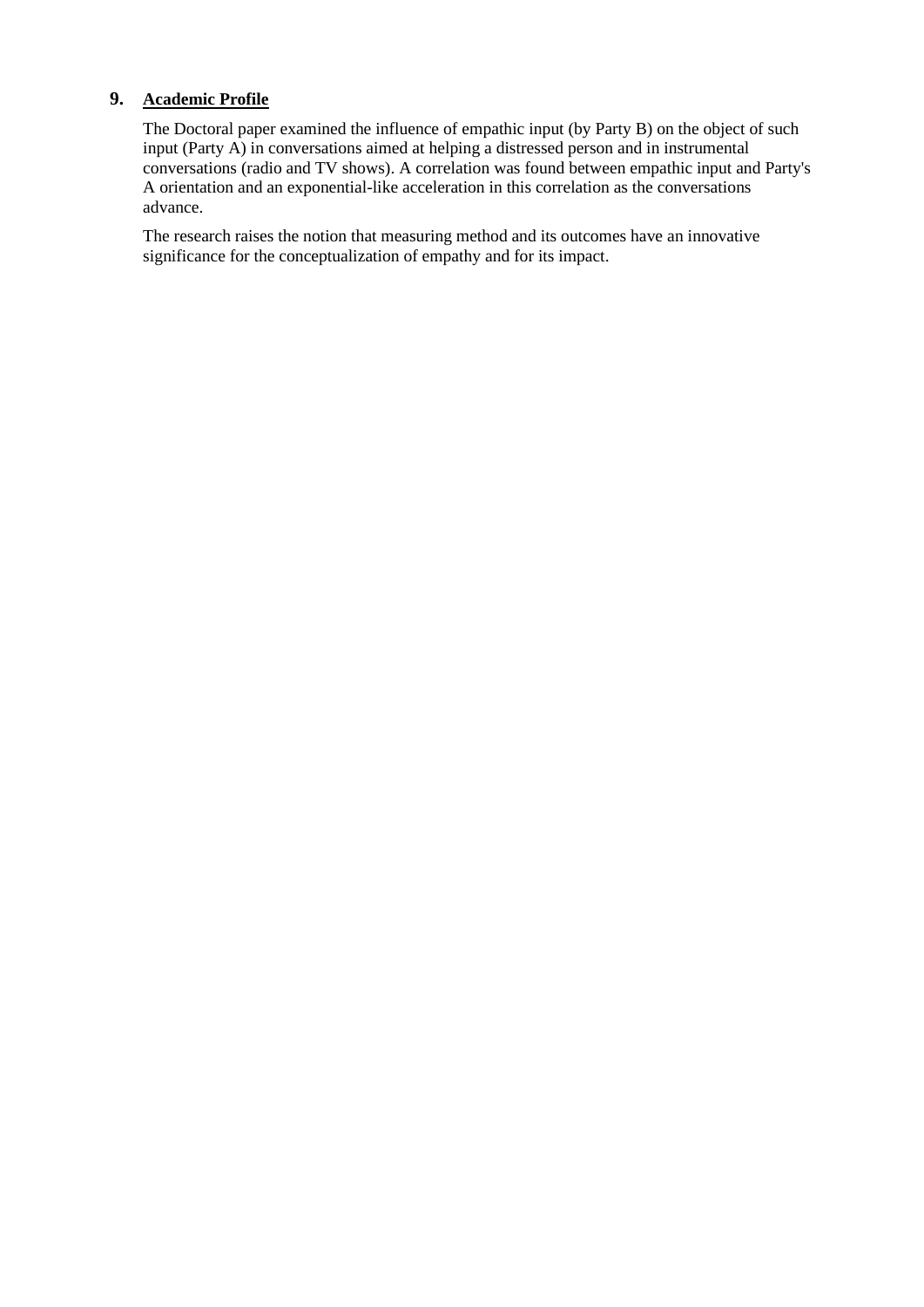## 9. Academic Profile

The Doctoral paper examined the influence of empathic input (by Party B) on the object of such input (Party A) in conversations aimed at helping a distressed person and in instrumental conversations (radio and TV shows). A correlation was found between empathic input and Party's A orientation and an exponential-like acceleration in this correlation as the conversations advance.

The research raises the notion that measuring method and its outcomes have an innovative significance for the conceptualization of empathy and for its impact.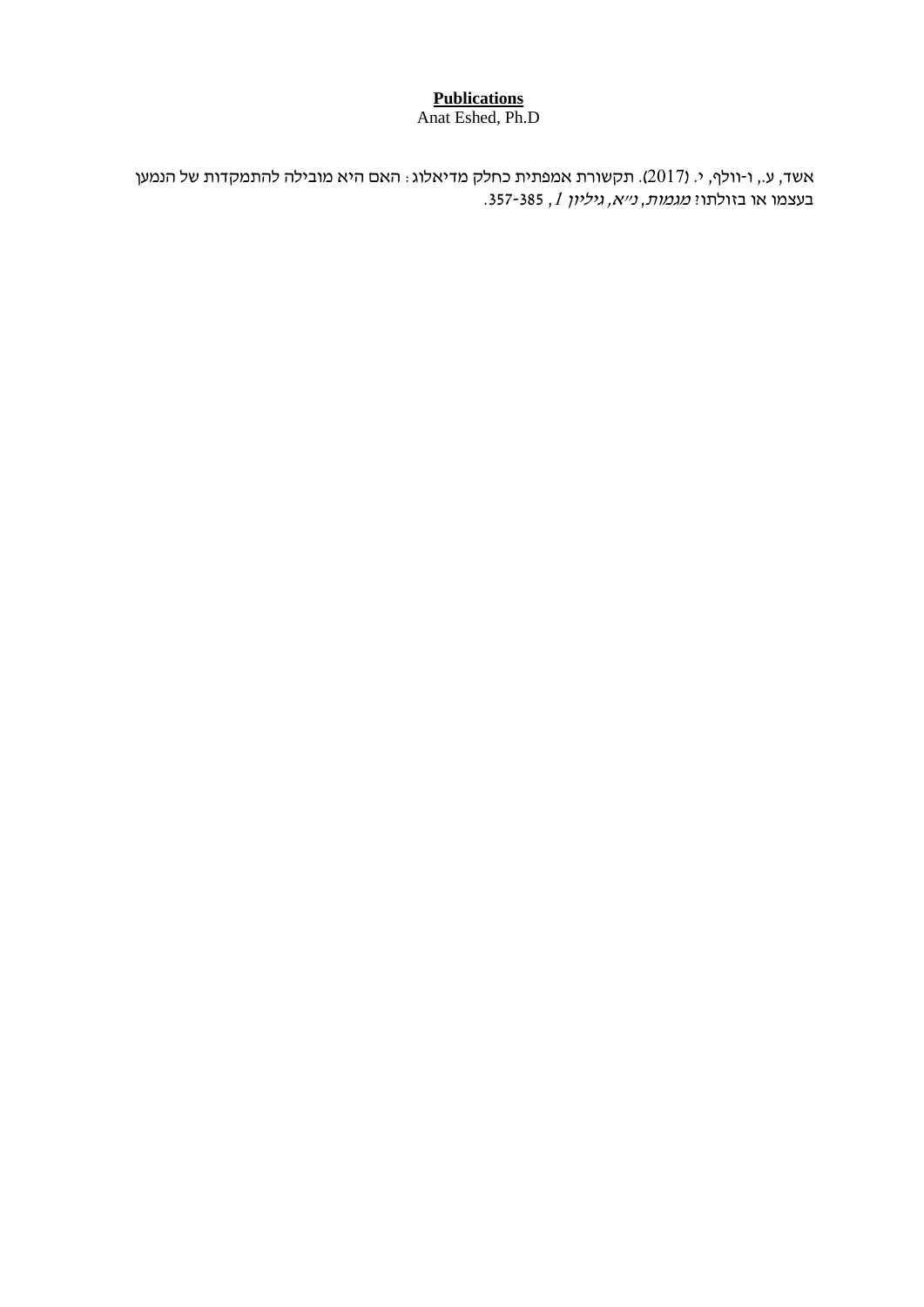**Publications**

Anat Eshed, Ph.D

אשד, ע., ו-וולף, י. (2017). תקשורת אמפתית כחלק מדיאלוג: האם היא מובילה להתמקדות של הנמען בעצמו או בזולתו? *מגמות, נ"א, גיליון 1*, 357-385.